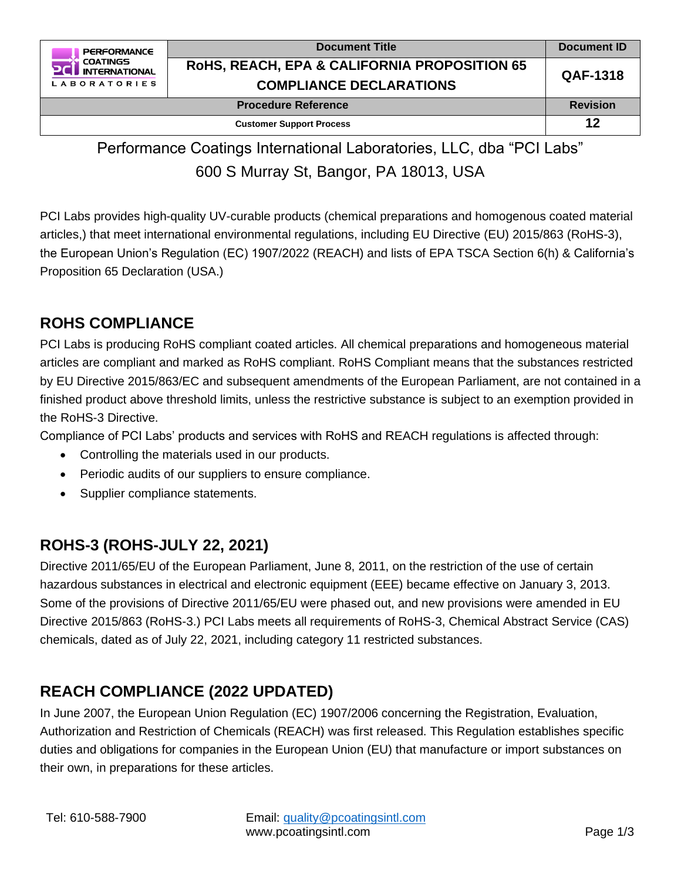| PERFORMANCE COATINGS INTERNATIONAL LABORATORIES | Document Title | Document ID |
|---|---|---|
| | **RoHS, REACH, EPA & CALIFORNIA PROPOSITION 65 COMPLIANCE DECLARATIONS** | **QAF-1318** |
| **Procedure Reference** | | **Revision** |
| **Customer Support Process** | | **12** |

Performance Coatings International Laboratories, LLC, dba "PCI Labs"
600 S Murray St, Bangor, PA 18013, USA

PCI Labs provides high-quality UV-curable products (chemical preparations and homogenous coated material articles,) that meet international environmental regulations, including EU Directive (EU) 2015/863 (RoHS-3), the European Union's Regulation (EC) 1907/2022 (REACH) and lists of EPA TSCA Section 6(h) & California's Proposition 65 Declaration (USA.)

## ROHS COMPLIANCE

PCI Labs is producing RoHS compliant coated articles. All chemical preparations and homogeneous material articles are compliant and marked as RoHS compliant. RoHS Compliant means that the substances restricted by EU Directive 2015/863/EC and subsequent amendments of the European Parliament, are not contained in a finished product above threshold limits, unless the restrictive substance is subject to an exemption provided in the RoHS-3 Directive.

Compliance of PCI Labs' products and services with RoHS and REACH regulations is affected through:

- Controlling the materials used in our products.
- Periodic audits of our suppliers to ensure compliance.
- Supplier compliance statements.

## ROHS-3 (ROHS-JULY 22, 2021)

Directive 2011/65/EU of the European Parliament, June 8, 2011, on the restriction of the use of certain hazardous substances in electrical and electronic equipment (EEE) became effective on January 3, 2013. Some of the provisions of Directive 2011/65/EU were phased out, and new provisions were amended in EU Directive 2015/863 (RoHS-3.) PCI Labs meets all requirements of RoHS-3, Chemical Abstract Service (CAS) chemicals, dated as of July 22, 2021, including category 11 restricted substances.

## REACH COMPLIANCE (2022 UPDATED)

In June 2007, the European Union Regulation (EC) 1907/2006 concerning the Registration, Evaluation, Authorization and Restriction of Chemicals (REACH) was first released. This Regulation establishes specific duties and obligations for companies in the European Union (EU) that manufacture or import substances on their own, in preparations for these articles.

Tel: 610-588-7900    Email: quality@pcoatingsintl.com    www.pcoatingsintl.com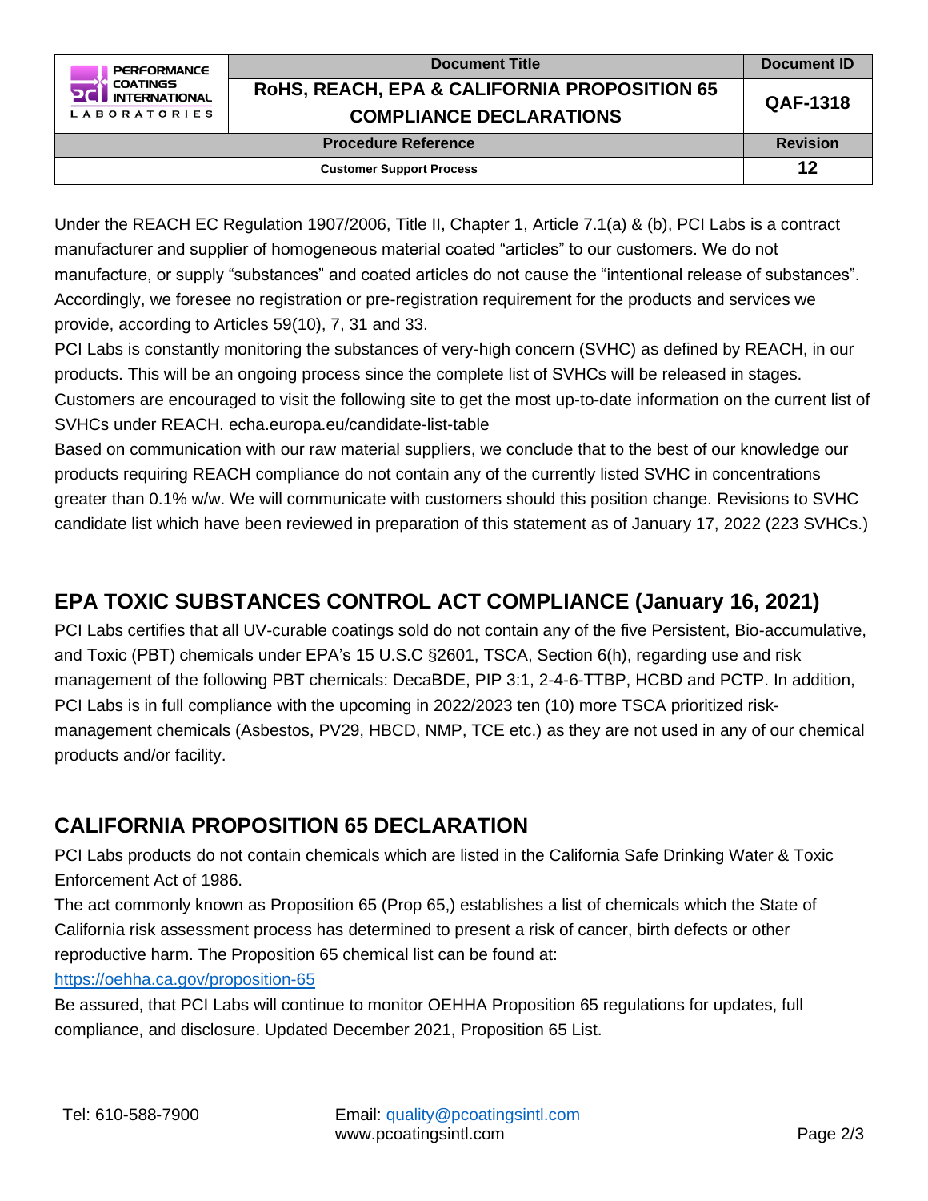Under the REACH EC Regulation 1907/2006, Title II, Chapter 1, Article 7.1(a) & (b), PCI Labs is a contract manufacturer and supplier of homogeneous material coated "articles" to our customers. We do not manufacture, or supply "substances" and coated articles do not cause the "intentional release of substances". Accordingly, we foresee no registration or pre-registration requirement for the products and services we provide, according to Articles 59(10), 7, 31 and 33.

PCI Labs is constantly monitoring the substances of very-high concern (SVHC) as defined by REACH, in our products. This will be an ongoing process since the complete list of SVHCs will be released in stages. Customers are encouraged to visit the following site to get the most up-to-date information on the current list of SVHCs under REACH. echa.europa.eu/candidate-list-table

Based on communication with our raw material suppliers, we conclude that to the best of our knowledge our products requiring REACH compliance do not contain any of the currently listed SVHC in concentrations greater than 0.1% w/w. We will communicate with customers should this position change. Revisions to SVHC candidate list which have been reviewed in preparation of this statement as of January 17, 2022 (223 SVHCs.)

## EPA TOXIC SUBSTANCES CONTROL ACT COMPLIANCE (January 16, 2021)

PCI Labs certifies that all UV-curable coatings sold do not contain any of the five Persistent, Bio-accumulative, and Toxic (PBT) chemicals under EPA's 15 U.S.C §2601, TSCA, Section 6(h), regarding use and risk management of the following PBT chemicals: DecaBDE, PIP 3:1, 2-4-6-TTBP, HCBD and PCTP. In addition, PCI Labs is in full compliance with the upcoming in 2022/2023 ten (10) more TSCA prioritized risk-management chemicals (Asbestos, PV29, HBCD, NMP, TCE etc.) as they are not used in any of our chemical products and/or facility.

## CALIFORNIA PROPOSITION 65 DECLARATION

PCI Labs products do not contain chemicals which are listed in the California Safe Drinking Water & Toxic Enforcement Act of 1986.

The act commonly known as Proposition 65 (Prop 65,) establishes a list of chemicals which the State of California risk assessment process has determined to present a risk of cancer, birth defects or other reproductive harm. The Proposition 65 chemical list can be found at:

https://oehha.ca.gov/proposition-65

Be assured, that PCI Labs will continue to monitor OEHHA Proposition 65 regulations for updates, full compliance, and disclosure. Updated December 2021, Proposition 65 List.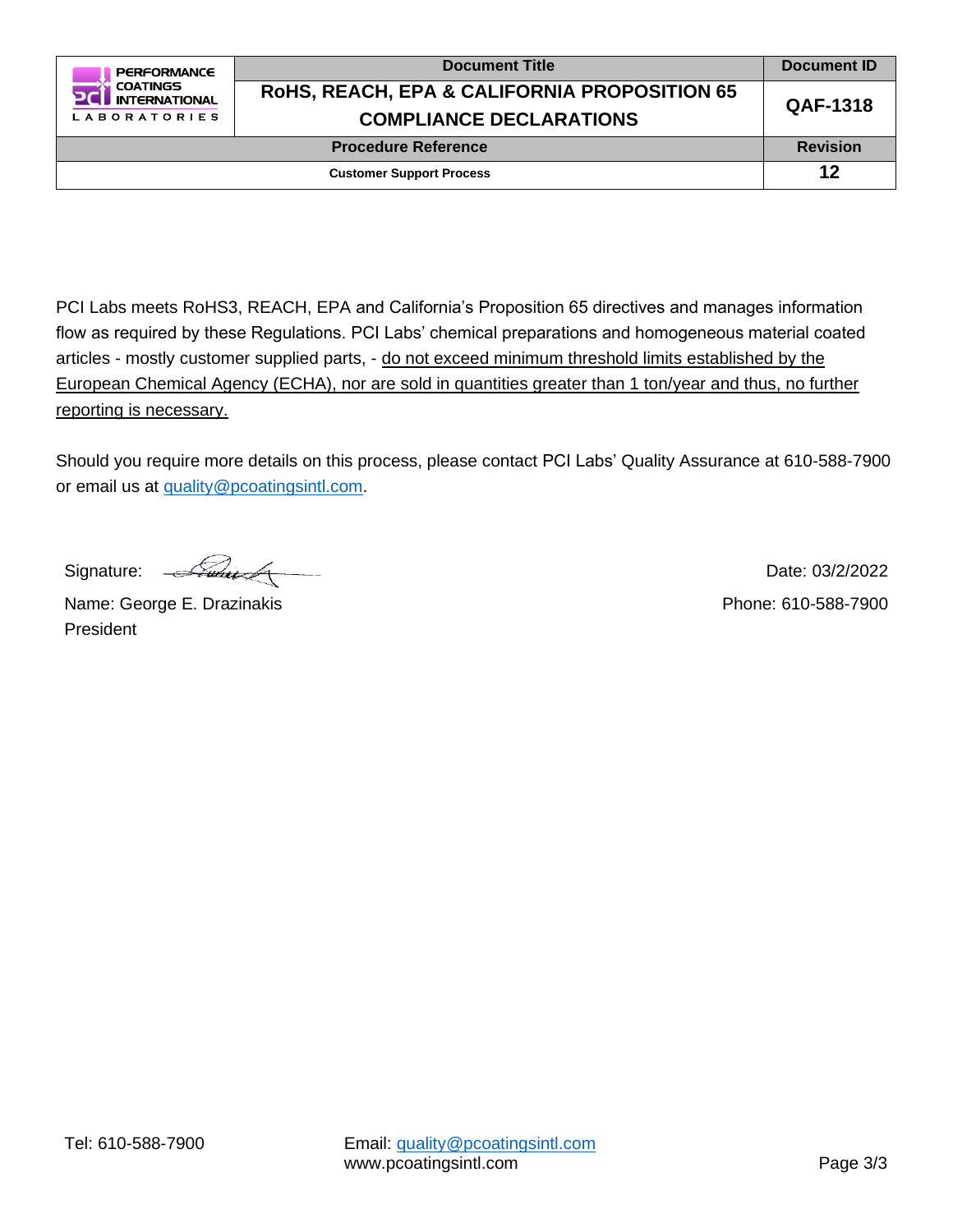| PERFORMANCE COATINGS INTERNATIONAL LABORATORIES | Document Title | Document ID |
|---|---|---|
| | **RoHS, REACH, EPA & CALIFORNIA PROPOSITION 65 COMPLIANCE DECLARATIONS** | **QAF-1318** |
| **Procedure Reference** | | **Revision** |
| **Customer Support Process** | | **12** |

PCI Labs meets RoHS3, REACH, EPA and California's Proposition 65 directives and manages information flow as required by these Regulations. PCI Labs' chemical preparations and homogeneous material coated articles - mostly customer supplied parts, - do not exceed minimum threshold limits established by the European Chemical Agency (ECHA), nor are sold in quantities greater than 1 ton/year and thus, no further reporting is necessary.

Should you require more details on this process, please contact PCI Labs' Quality Assurance at 610-588-7900 or email us at quality@pcoatingsintl.com.

Signature: 

Date: 03/2/2022

Name: George E. Drazinakis
President

Phone: 610-588-7900

Tel: 610-588-7900

Email: quality@pcoatingsintl.com
www.pcoatingsintl.com